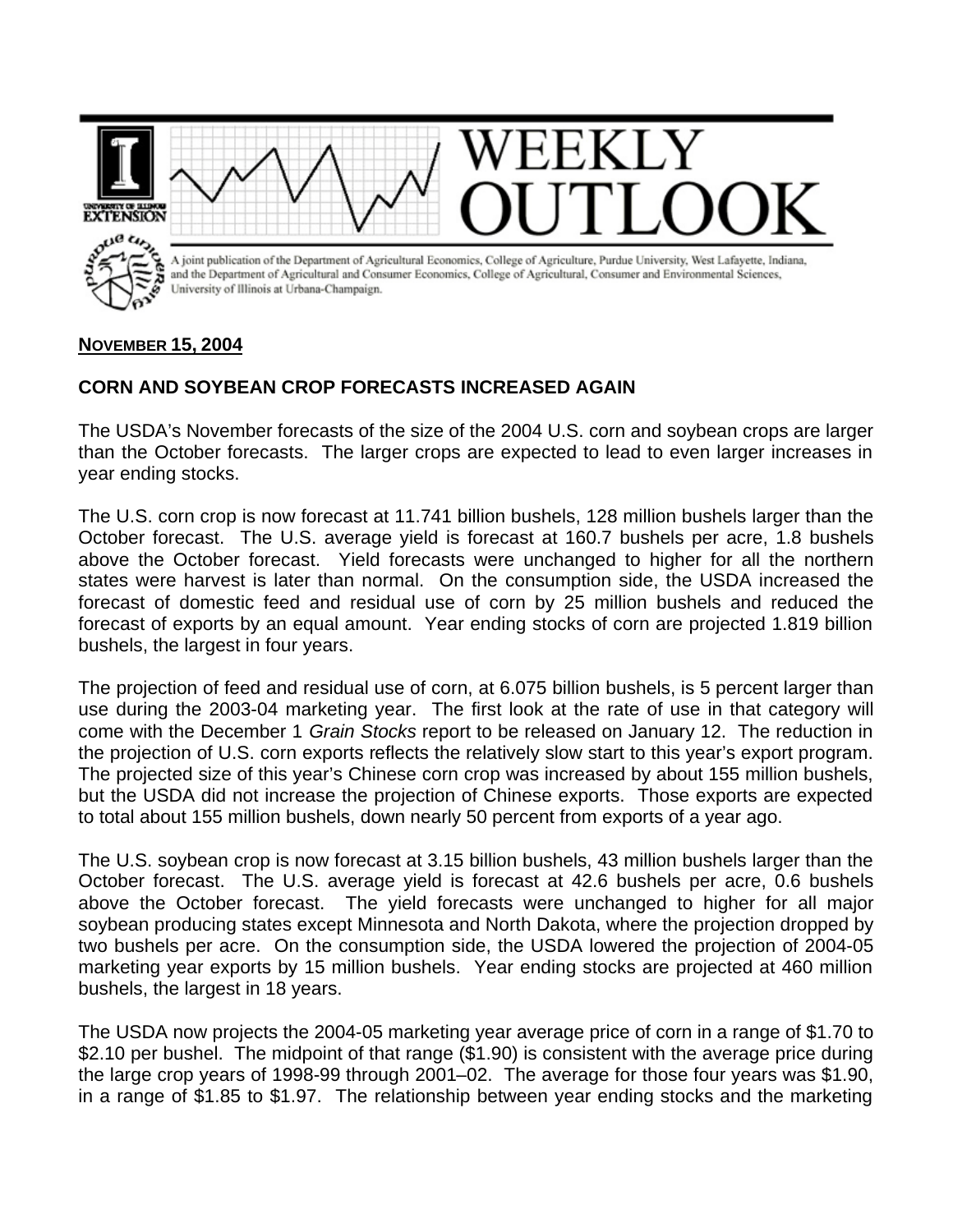# WEEKLY OUTLOOK

A joint publication of the Department of Agricultural Economics, College of Agriculture, Purdue University, West Lafayette, Indiana, and the Department of Agricultural and Consumer Economics, College of Agricultural, Consumer and Environmental Sciences, University of Illinois at Urbana-Champaign.

**NOVEMBER 15, 2004**

## CORN AND SOYBEAN CROP FORECASTS INCREASED AGAIN

The USDA's November forecasts of the size of the 2004 U.S. corn and soybean crops are larger than the October forecasts. The larger crops are expected to lead to even larger increases in year ending stocks.

The U.S. corn crop is now forecast at 11.741 billion bushels, 128 million bushels larger than the October forecast. The U.S. average yield is forecast at 160.7 bushels per acre, 1.8 bushels above the October forecast. Yield forecasts were unchanged to higher for all the northern states were harvest is later than normal. On the consumption side, the USDA increased the forecast of domestic feed and residual use of corn by 25 million bushels and reduced the forecast of exports by an equal amount. Year ending stocks of corn are projected 1.819 billion bushels, the largest in four years.

The projection of feed and residual use of corn, at 6.075 billion bushels, is 5 percent larger than use during the 2003-04 marketing year. The first look at the rate of use in that category will come with the December 1 *Grain Stocks* report to be released on January 12. The reduction in the projection of U.S. corn exports reflects the relatively slow start to this year's export program. The projected size of this year's Chinese corn crop was increased by about 155 million bushels, but the USDA did not increase the projection of Chinese exports. Those exports are expected to total about 155 million bushels, down nearly 50 percent from exports of a year ago.

The U.S. soybean crop is now forecast at 3.15 billion bushels, 43 million bushels larger than the October forecast. The U.S. average yield is forecast at 42.6 bushels per acre, 0.6 bushels above the October forecast. The yield forecasts were unchanged to higher for all major soybean producing states except Minnesota and North Dakota, where the projection dropped by two bushels per acre. On the consumption side, the USDA lowered the projection of 2004-05 marketing year exports by 15 million bushels. Year ending stocks are projected at 460 million bushels, the largest in 18 years.

The USDA now projects the 2004-05 marketing year average price of corn in a range of $1.70 to $2.10 per bushel. The midpoint of that range ($1.90) is consistent with the average price during the large crop years of 1998-99 through 2001–02. The average for those four years was $1.90, in a range of $1.85 to $1.97. The relationship between year ending stocks and the marketing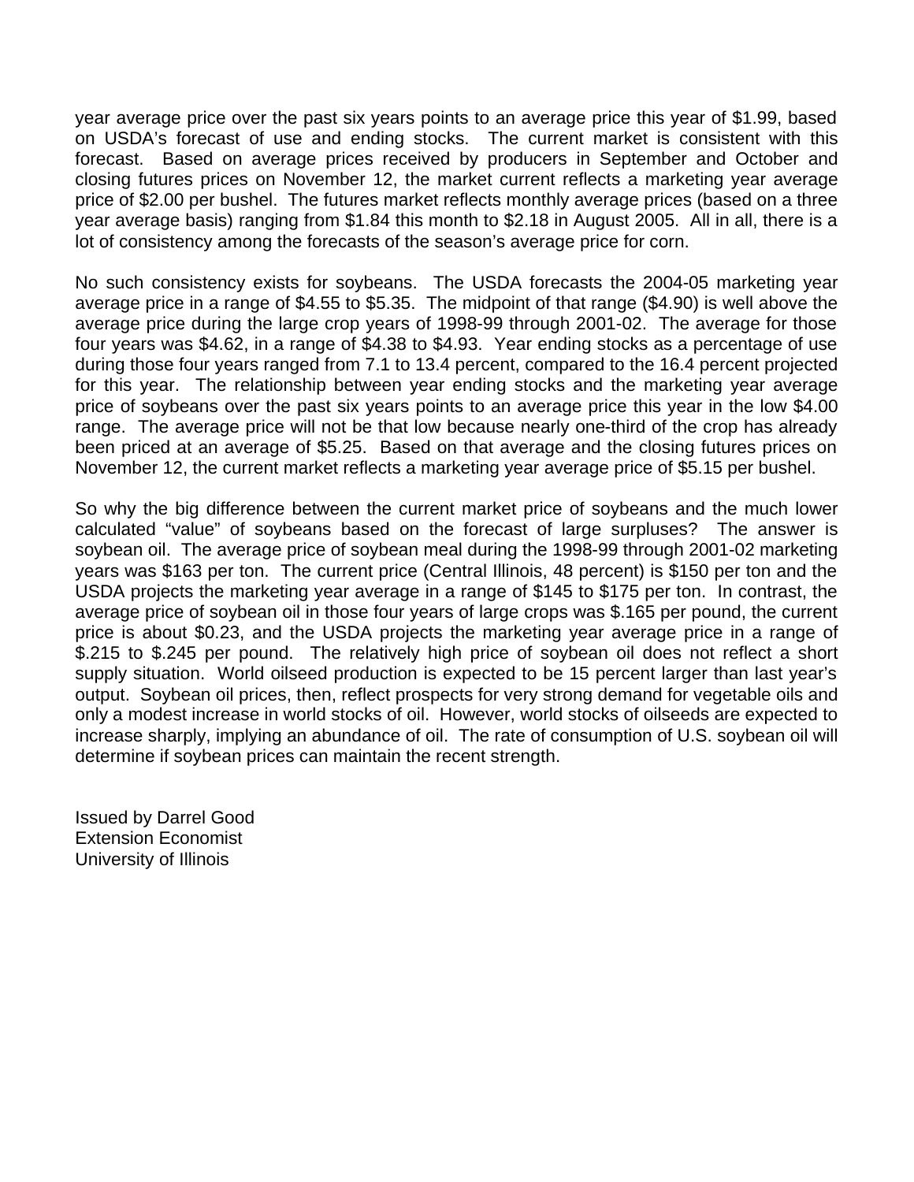year average price over the past six years points to an average price this year of $1.99, based on USDA's forecast of use and ending stocks. The current market is consistent with this forecast. Based on average prices received by producers in September and October and closing futures prices on November 12, the market current reflects a marketing year average price of $2.00 per bushel. The futures market reflects monthly average prices (based on a three year average basis) ranging from $1.84 this month to $2.18 in August 2005. All in all, there is a lot of consistency among the forecasts of the season's average price for corn.

No such consistency exists for soybeans. The USDA forecasts the 2004-05 marketing year average price in a range of $4.55 to $5.35. The midpoint of that range ($4.90) is well above the average price during the large crop years of 1998-99 through 2001-02. The average for those four years was $4.62, in a range of $4.38 to $4.93. Year ending stocks as a percentage of use during those four years ranged from 7.1 to 13.4 percent, compared to the 16.4 percent projected for this year. The relationship between year ending stocks and the marketing year average price of soybeans over the past six years points to an average price this year in the low $4.00 range. The average price will not be that low because nearly one-third of the crop has already been priced at an average of $5.25. Based on that average and the closing futures prices on November 12, the current market reflects a marketing year average price of $5.15 per bushel.

So why the big difference between the current market price of soybeans and the much lower calculated "value" of soybeans based on the forecast of large surpluses? The answer is soybean oil. The average price of soybean meal during the 1998-99 through 2001-02 marketing years was $163 per ton. The current price (Central Illinois, 48 percent) is $150 per ton and the USDA projects the marketing year average in a range of $145 to $175 per ton. In contrast, the average price of soybean oil in those four years of large crops was $.165 per pound, the current price is about $0.23, and the USDA projects the marketing year average price in a range of $.215 to $.245 per pound. The relatively high price of soybean oil does not reflect a short supply situation. World oilseed production is expected to be 15 percent larger than last year's output. Soybean oil prices, then, reflect prospects for very strong demand for vegetable oils and only a modest increase in world stocks of oil. However, world stocks of oilseeds are expected to increase sharply, implying an abundance of oil. The rate of consumption of U.S. soybean oil will determine if soybean prices can maintain the recent strength.

Issued by Darrel Good
Extension Economist
University of Illinois